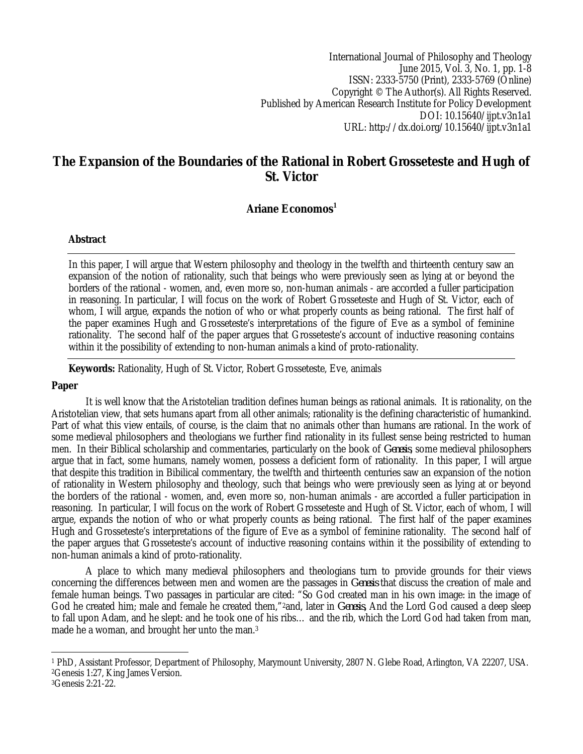International Journal of Philosophy and Theology
June 2015, Vol. 3, No. 1, pp. 1-8
ISSN: 2333-5750 (Print), 2333-5769 (Online)
Copyright © The Author(s). All Rights Reserved.
Published by American Research Institute for Policy Development
DOI: 10.15640/ijpt.v3n1a1
URL: http://dx.doi.org/10.15640/ijpt.v3n1a1

# The Expansion of the Boundaries of the Rational in Robert Grosseteste and Hugh of St. Victor

## Ariane Economos[1]

### Abstract

In this paper, I will argue that Western philosophy and theology in the twelfth and thirteenth century saw an expansion of the notion of rationality, such that beings who were previously seen as lying at or beyond the borders of the rational - women, and, even more so, non-human animals - are accorded a fuller participation in reasoning. In particular, I will focus on the work of Robert Grosseteste and Hugh of St. Victor, each of whom, I will argue, expands the notion of who or what properly counts as being rational. The first half of the paper examines Hugh and Grosseteste's interpretations of the figure of Eve as a symbol of feminine rationality. The second half of the paper argues that Grosseteste's account of inductive reasoning contains within it the possibility of extending to non-human animals a kind of proto-rationality.

**Keywords:** Rationality, Hugh of St. Victor, Robert Grosseteste, Eve, animals

### Paper

It is well know that the Aristotelian tradition defines human beings as rational animals. It is rationality, on the Aristotelian view, that sets humans apart from all other animals; rationality is the defining characteristic of humankind. Part of what this view entails, of course, is the claim that no animals other than humans are rational. In the work of some medieval philosophers and theologians we further find rationality in its fullest sense being restricted to human men. In their Biblical scholarship and commentaries, particularly on the book of *Genesis*, some medieval philosophers argue that in fact, some humans, namely women, possess a deficient form of rationality. In this paper, I will argue that despite this tradition in Bibilical commentary, the twelfth and thirteenth centuries saw an expansion of the notion of rationality in Western philosophy and theology, such that beings who were previously seen as lying at or beyond the borders of the rational - women, and, even more so, non-human animals - are accorded a fuller participation in reasoning. In particular, I will focus on the work of Robert Grosseteste and Hugh of St. Victor, each of whom, I will argue, expands the notion of who or what properly counts as being rational. The first half of the paper examines Hugh and Grosseteste's interpretations of the figure of Eve as a symbol of feminine rationality. The second half of the paper argues that Grosseteste's account of inductive reasoning contains within it the possibility of extending to non-human animals a kind of proto-rationality.

A place to which many medieval philosophers and theologians turn to provide grounds for their views concerning the differences between men and women are the passages in *Genesis* that discuss the creation of male and female human beings. Two passages in particular are cited: "So God created man in his own image: in the image of God he created him; male and female he created them,"[2]and, later in *Genesis*, And the Lord God caused a deep sleep to fall upon Adam, and he slept: and he took one of his ribs… and the rib, which the Lord God had taken from man, made he a woman, and brought her unto the man.[3]

---

[1] PhD, Assistant Professor, Department of Philosophy, Marymount University, 2807 N. Glebe Road, Arlington, VA 22207, USA.

[2]Genesis 1:27, King James Version.

[3]Genesis 2:21-22.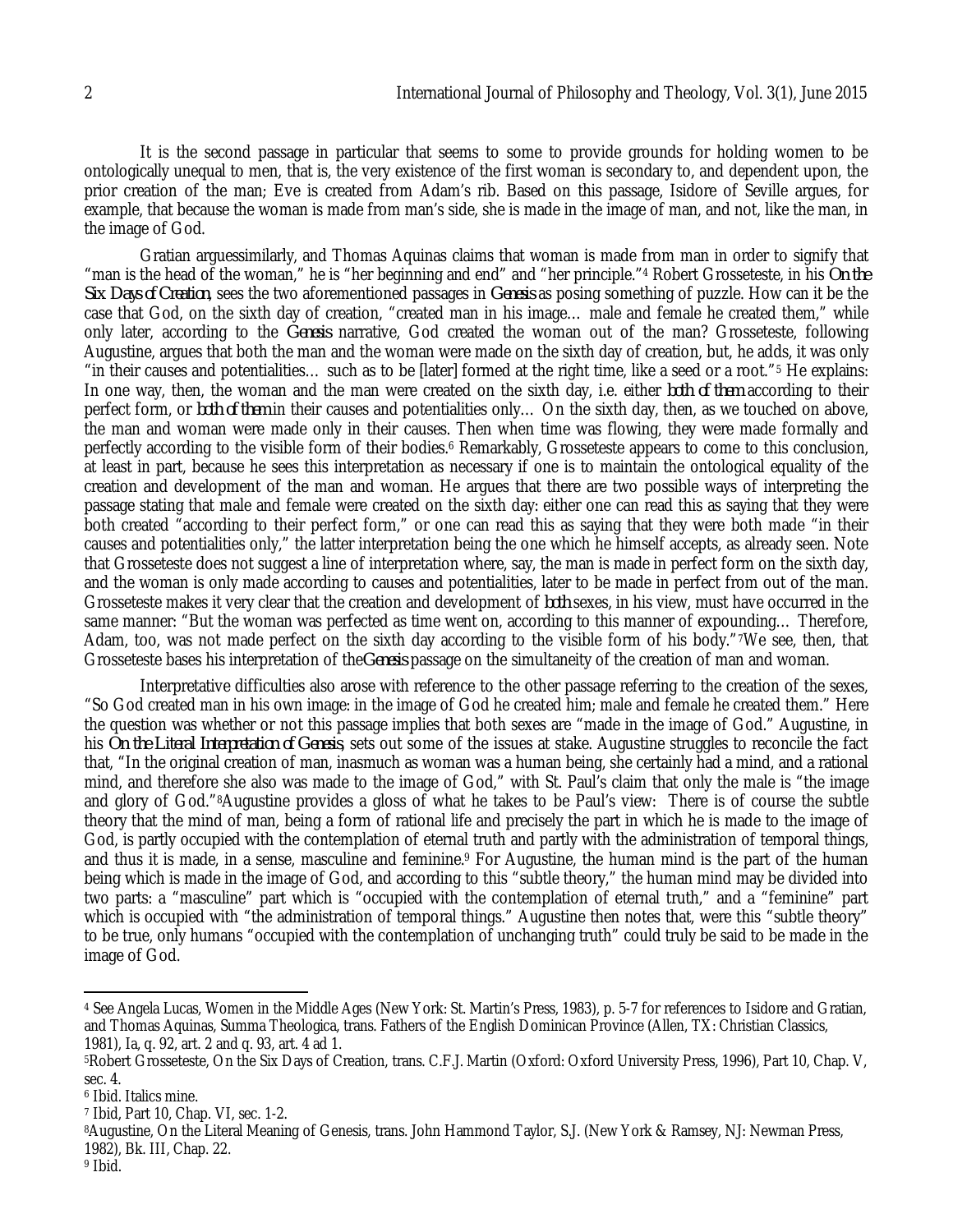It is the second passage in particular that seems to some to provide grounds for holding women to be ontologically unequal to men, that is, the very existence of the first woman is secondary to, and dependent upon, the prior creation of the man; Eve is created from Adam's rib. Based on this passage, Isidore of Seville argues, for example, that because the woman is made from man's side, she is made in the image of man, and not, like the man, in the image of God.

Gratian arguessimilarly, and Thomas Aquinas claims that woman is made from man in order to signify that "man is the head of the woman," he is "her beginning and end" and "her principle."[4] Robert Grosseteste, in his *On the Six Days of Creation*, sees the two aforementioned passages in *Genesis* as posing something of puzzle. How can it be the case that God, on the sixth day of creation, "created man in his image… male and female he created them," while only later, according to the *Genesis* narrative, God created the woman out of the man? Grosseteste, following Augustine, argues that both the man and the woman were made on the sixth day of creation, but, he adds, it was only "in their causes and potentialities… such as to be [later] formed at the right time, like a seed or a root."[5] He explains: In one way, then, the woman and the man were created on the sixth day, i.e. either *both of them* according to their perfect form, or *both of them* in their causes and potentialities only… On the sixth day, then, as we touched on above, the man and woman were made only in their causes. Then when time was flowing, they were made formally and perfectly according to the visible form of their bodies.[6] Remarkably, Grosseteste appears to come to this conclusion, at least in part, because he sees this interpretation as necessary if one is to maintain the ontological equality of the creation and development of the man and woman. He argues that there are two possible ways of interpreting the passage stating that male and female were created on the sixth day: either one can read this as saying that they were both created "according to their perfect form," or one can read this as saying that they were both made "in their causes and potentialities only," the latter interpretation being the one which he himself accepts, as already seen. Note that Grosseteste does not suggest a line of interpretation where, say, the man is made in perfect form on the sixth day, and the woman is only made according to causes and potentialities, later to be made in perfect from out of the man. Grosseteste makes it very clear that the creation and development of *both* sexes, in his view, must have occurred in the same manner: "But the woman was perfected as time went on, according to this manner of expounding… Therefore, Adam, too, was not made perfect on the sixth day according to the visible form of his body."[7]We see, then, that Grosseteste bases his interpretation of the*Genesis* passage on the simultaneity of the creation of man and woman.

Interpretative difficulties also arose with reference to the other passage referring to the creation of the sexes, "So God created man in his own image: in the image of God he created him; male and female he created them." Here the question was whether or not this passage implies that both sexes are "made in the image of God." Augustine, in his *On the Literal Interpretation of Genesis*, sets out some of the issues at stake. Augustine struggles to reconcile the fact that, "In the original creation of man, inasmuch as woman was a human being, she certainly had a mind, and a rational mind, and therefore she also was made to the image of God," with St. Paul's claim that only the male is "the image and glory of God."[8]Augustine provides a gloss of what he takes to be Paul's view: There is of course the subtle theory that the mind of man, being a form of rational life and precisely the part in which he is made to the image of God, is partly occupied with the contemplation of eternal truth and partly with the administration of temporal things, and thus it is made, in a sense, masculine and feminine.[9] For Augustine, the human mind is the part of the human being which is made in the image of God, and according to this "subtle theory," the human mind may be divided into two parts: a "masculine" part which is "occupied with the contemplation of eternal truth," and a "feminine" part which is occupied with "the administration of temporal things." Augustine then notes that, were this "subtle theory" to be true, only humans "occupied with the contemplation of unchanging truth" could truly be said to be made in the image of God.

---

[4] See Angela Lucas, Women in the Middle Ages (New York: St. Martin's Press, 1983), p. 5-7 for references to Isidore and Gratian, and Thomas Aquinas, Summa Theologica, trans. Fathers of the English Dominican Province (Allen, TX: Christian Classics, 1981), Ia, q. 92, art. 2 and q. 93, art. 4 ad 1.

[5] Robert Grosseteste, On the Six Days of Creation, trans. C.F.J. Martin (Oxford: Oxford University Press, 1996), Part 10, Chap. V, sec. 4.

[6] Ibid. Italics mine.

[7] Ibid, Part 10, Chap. VI, sec. 1-2.

[8] Augustine, On the Literal Meaning of Genesis, trans. John Hammond Taylor, S.J. (New York & Ramsey, NJ: Newman Press, 1982), Bk. III, Chap. 22.

[9] Ibid.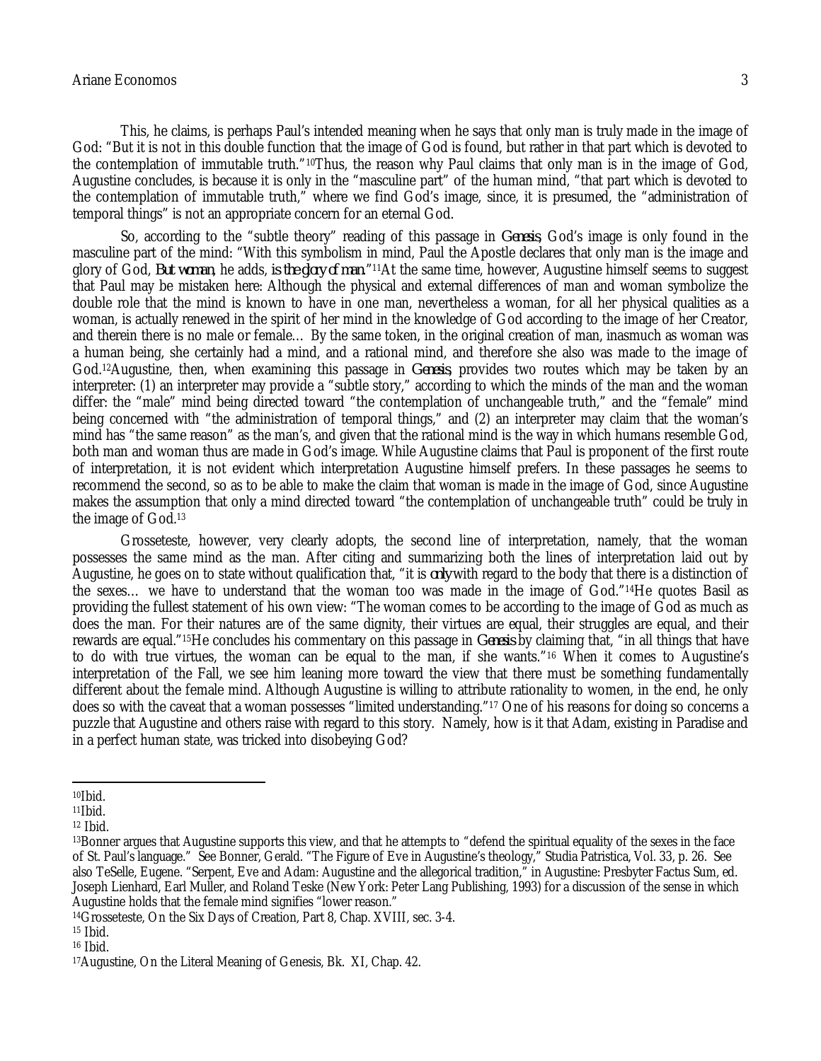This, he claims, is perhaps Paul's intended meaning when he says that only man is truly made in the image of God: "But it is not in this double function that the image of God is found, but rather in that part which is devoted to the contemplation of immutable truth."[10] Thus, the reason why Paul claims that only man is in the image of God, Augustine concludes, is because it is only in the "masculine part" of the human mind, "that part which is devoted to the contemplation of immutable truth," where we find God's image, since, it is presumed, the "administration of temporal things" is not an appropriate concern for an eternal God.

So, according to the "subtle theory" reading of this passage in *Genesis*, God's image is only found in the masculine part of the mind: "With this symbolism in mind, Paul the Apostle declares that only man is the image and glory of God, *But woman*, he adds, *is the glory of man*."[11] At the same time, however, Augustine himself seems to suggest that Paul may be mistaken here: Although the physical and external differences of man and woman symbolize the double role that the mind is known to have in one man, nevertheless a woman, for all her physical qualities as a woman, is actually renewed in the spirit of her mind in the knowledge of God according to the image of her Creator, and therein there is no male or female… By the same token, in the original creation of man, inasmuch as woman was a human being, she certainly had a mind, and a rational mind, and therefore she also was made to the image of God.[12] Augustine, then, when examining this passage in *Genesis*, provides two routes which may be taken by an interpreter: (1) an interpreter may provide a "subtle story," according to which the minds of the man and the woman differ: the "male" mind being directed toward "the contemplation of unchangeable truth," and the "female" mind being concerned with "the administration of temporal things," and (2) an interpreter may claim that the woman's mind has "the same reason" as the man's, and given that the rational mind is the way in which humans resemble God, both man and woman thus are made in God's image. While Augustine claims that Paul is proponent of the first route of interpretation, it is not evident which interpretation Augustine himself prefers. In these passages he seems to recommend the second, so as to be able to make the claim that woman is made in the image of God, since Augustine makes the assumption that only a mind directed toward "the contemplation of unchangeable truth" could be truly in the image of God.[13]

Grosseteste, however, very clearly adopts, the second line of interpretation, namely, that the woman possesses the same mind as the man. After citing and summarizing both the lines of interpretation laid out by Augustine, he goes on to state without qualification that, "it is *only* with regard to the body that there is a distinction of the sexes… we have to understand that the woman too was made in the image of God."[14] He quotes Basil as providing the fullest statement of his own view: "The woman comes to be according to the image of God as much as does the man. For their natures are of the same dignity, their virtues are equal, their struggles are equal, and their rewards are equal."[15] He concludes his commentary on this passage in *Genesis* by claiming that, "in all things that have to do with true virtues, the woman can be equal to the man, if she wants."[16] When it comes to Augustine's interpretation of the Fall, we see him leaning more toward the view that there must be something fundamentally different about the female mind. Although Augustine is willing to attribute rationality to women, in the end, he only does so with the caveat that a woman possesses "limited understanding."[17] One of his reasons for doing so concerns a puzzle that Augustine and others raise with regard to this story. Namely, how is it that Adam, existing in Paradise and in a perfect human state, was tricked into disobeying God?

---

[10] Ibid.

[11] Ibid.

[12] Ibid.

[13] Bonner argues that Augustine supports this view, and that he attempts to "defend the spiritual equality of the sexes in the face of St. Paul's language." See Bonner, Gerald. "The Figure of Eve in Augustine's theology," Studia Patristica, Vol. 33, p. 26. See also TeSelle, Eugene. "Serpent, Eve and Adam: Augustine and the allegorical tradition," in Augustine: Presbyter Factus Sum, ed. Joseph Lienhard, Earl Muller, and Roland Teske (New York: Peter Lang Publishing, 1993) for a discussion of the sense in which Augustine holds that the female mind signifies "lower reason."

[14] Grosseteste, On the Six Days of Creation, Part 8, Chap. XVIII, sec. 3-4.

[15] Ibid.

[16] Ibid.

[17] Augustine, On the Literal Meaning of Genesis, Bk. XI, Chap. 42.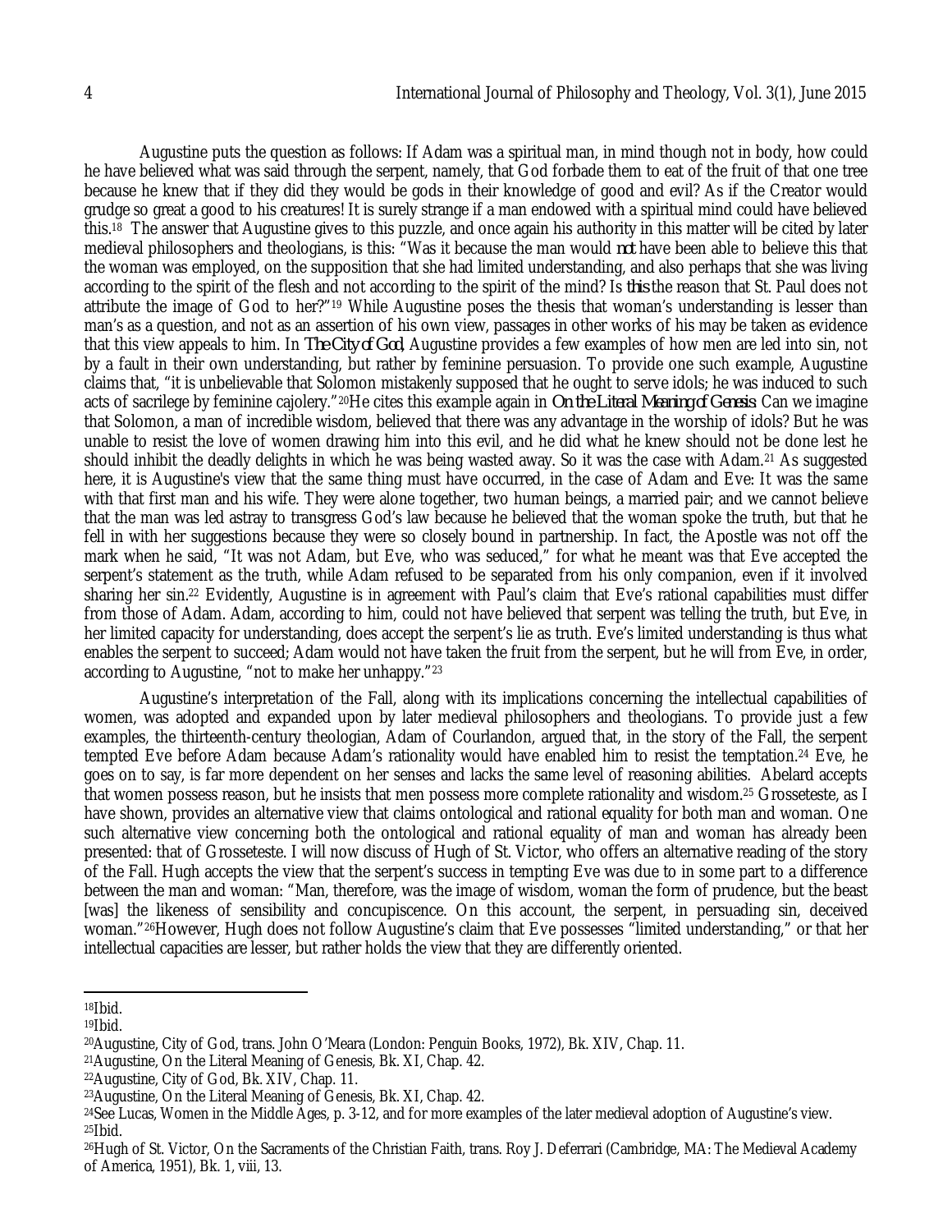Augustine puts the question as follows: If Adam was a spiritual man, in mind though not in body, how could he have believed what was said through the serpent, namely, that God forbade them to eat of the fruit of that one tree because he knew that if they did they would be gods in their knowledge of good and evil? As if the Creator would grudge so great a good to his creatures! It is surely strange if a man endowed with a spiritual mind could have believed this.[18] The answer that Augustine gives to this puzzle, and once again his authority in this matter will be cited by later medieval philosophers and theologians, is this: "Was it because the man would *not* have been able to believe this that the woman was employed, on the supposition that she had limited understanding, and also perhaps that she was living according to the spirit of the flesh and not according to the spirit of the mind? Is *this* the reason that St. Paul does not attribute the image of God to her?"[19] While Augustine poses the thesis that woman's understanding is lesser than man's as a question, and not as an assertion of his own view, passages in other works of his may be taken as evidence that this view appeals to him. In *The City of God*, Augustine provides a few examples of how men are led into sin, not by a fault in their own understanding, but rather by feminine persuasion. To provide one such example, Augustine claims that, "it is unbelievable that Solomon mistakenly supposed that he ought to serve idols; he was induced to such acts of sacrilege by feminine cajolery."[20]He cites this example again in *On the Literal Meaning of Genesis*: Can we imagine that Solomon, a man of incredible wisdom, believed that there was any advantage in the worship of idols? But he was unable to resist the love of women drawing him into this evil, and he did what he knew should not be done lest he should inhibit the deadly delights in which he was being wasted away. So it was the case with Adam.[21] As suggested here, it is Augustine's view that the same thing must have occurred, in the case of Adam and Eve: It was the same with that first man and his wife. They were alone together, two human beings, a married pair; and we cannot believe that the man was led astray to transgress God's law because he believed that the woman spoke the truth, but that he fell in with her suggestions because they were so closely bound in partnership. In fact, the Apostle was not off the mark when he said, "It was not Adam, but Eve, who was seduced," for what he meant was that Eve accepted the serpent's statement as the truth, while Adam refused to be separated from his only companion, even if it involved sharing her sin.[22] Evidently, Augustine is in agreement with Paul's claim that Eve's rational capabilities must differ from those of Adam. Adam, according to him, could not have believed that serpent was telling the truth, but Eve, in her limited capacity for understanding, does accept the serpent's lie as truth. Eve's limited understanding is thus what enables the serpent to succeed; Adam would not have taken the fruit from the serpent, but he will from Eve, in order, according to Augustine, "not to make her unhappy."[23]

Augustine's interpretation of the Fall, along with its implications concerning the intellectual capabilities of women, was adopted and expanded upon by later medieval philosophers and theologians. To provide just a few examples, the thirteenth-century theologian, Adam of Courlandon, argued that, in the story of the Fall, the serpent tempted Eve before Adam because Adam's rationality would have enabled him to resist the temptation.[24] Eve, he goes on to say, is far more dependent on her senses and lacks the same level of reasoning abilities. Abelard accepts that women possess reason, but he insists that men possess more complete rationality and wisdom.[25] Grosseteste, as I have shown, provides an alternative view that claims ontological and rational equality for both man and woman. One such alternative view concerning both the ontological and rational equality of man and woman has already been presented: that of Grosseteste. I will now discuss of Hugh of St. Victor, who offers an alternative reading of the story of the Fall. Hugh accepts the view that the serpent's success in tempting Eve was due to in some part to a difference between the man and woman: "Man, therefore, was the image of wisdom, woman the form of prudence, but the beast [was] the likeness of sensibility and concupiscence. On this account, the serpent, in persuading sin, deceived woman."[26]However, Hugh does not follow Augustine's claim that Eve possesses "limited understanding," or that her intellectual capacities are lesser, but rather holds the view that they are differently oriented.

---

[18]Ibid.

[19]Ibid.

[20]Augustine, City of God, trans. John O'Meara (London: Penguin Books, 1972), Bk. XIV, Chap. 11.

[21]Augustine, On the Literal Meaning of Genesis, Bk. XI, Chap. 42.

[22]Augustine, City of God, Bk. XIV, Chap. 11.

[23]Augustine, On the Literal Meaning of Genesis, Bk. XI, Chap. 42.

[24]See Lucas, Women in the Middle Ages, p. 3-12, and for more examples of the later medieval adoption of Augustine's view.

[25]Ibid.

[26]Hugh of St. Victor, On the Sacraments of the Christian Faith, trans. Roy J. Deferrari (Cambridge, MA: The Medieval Academy of America, 1951), Bk. 1, viii, 13.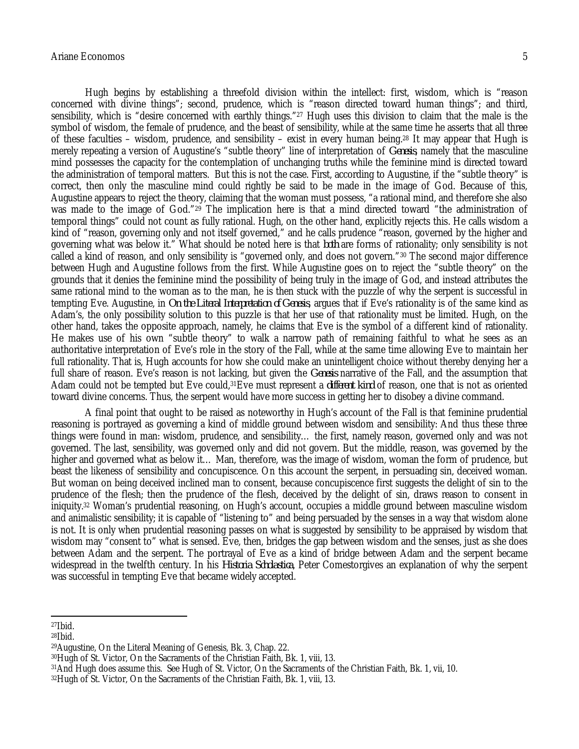Hugh begins by establishing a threefold division within the intellect: first, wisdom, which is "reason concerned with divine things"; second, prudence, which is "reason directed toward human things"; and third, sensibility, which is "desire concerned with earthly things."[27] Hugh uses this division to claim that the male is the symbol of wisdom, the female of prudence, and the beast of sensibility, while at the same time he asserts that all three of these faculties – wisdom, prudence, and sensibility – exist in every human being.[28] It may appear that Hugh is merely repeating a version of Augustine's "subtle theory" line of interpretation of *Genesis*, namely that the masculine mind possesses the capacity for the contemplation of unchanging truths while the feminine mind is directed toward the administration of temporal matters. But this is not the case. First, according to Augustine, if the "subtle theory" is correct, then only the masculine mind could rightly be said to be made in the image of God. Because of this, Augustine appears to reject the theory, claiming that the woman must possess, "a rational mind, and therefore she also was made to the image of God."[29] The implication here is that a mind directed toward "the administration of temporal things" could not count as fully rational. Hugh, on the other hand, explicitly rejects this. He calls wisdom a kind of "reason, governing only and not itself governed," and he calls prudence "reason, governed by the higher and governing what was below it." What should be noted here is that *both* are forms of rationality; only sensibility is not called a kind of reason, and only sensibility is "governed only, and does not govern."[30] The second major difference between Hugh and Augustine follows from the first. While Augustine goes on to reject the "subtle theory" on the grounds that it denies the feminine mind the possibility of being truly in the image of God, and instead attributes the same rational mind to the woman as to the man, he is then stuck with the puzzle of why the serpent is successful in tempting Eve. Augustine, in *On the Literal Interpretation of Genesis*, argues that if Eve's rationality is of the same kind as Adam's, the only possibility solution to this puzzle is that her use of that rationality must be limited. Hugh, on the other hand, takes the opposite approach, namely, he claims that Eve is the symbol of a different kind of rationality. He makes use of his own "subtle theory" to walk a narrow path of remaining faithful to what he sees as an authoritative interpretation of Eve's role in the story of the Fall, while at the same time allowing Eve to maintain her full rationality. That is, Hugh accounts for how she could make an unintelligent choice without thereby denying her a full share of reason. Eve's reason is not lacking, but given the *Genesis* narrative of the Fall, and the assumption that Adam could not be tempted but Eve could,[31] Eve must represent a *different kind* of reason, one that is not as oriented toward divine concerns. Thus, the serpent would have more success in getting her to disobey a divine command.

A final point that ought to be raised as noteworthy in Hugh's account of the Fall is that feminine prudential reasoning is portrayed as governing a kind of middle ground between wisdom and sensibility: And thus these three things were found in man: wisdom, prudence, and sensibility… the first, namely reason, governed only and was not governed. The last, sensibility, was governed only and did not govern. But the middle, reason, was governed by the higher and governed what as below it… Man, therefore, was the image of wisdom, woman the form of prudence, but beast the likeness of sensibility and concupiscence. On this account the serpent, in persuading sin, deceived woman. But woman on being deceived inclined man to consent, because concupiscence first suggests the delight of sin to the prudence of the flesh; then the prudence of the flesh, deceived by the delight of sin, draws reason to consent in iniquity.[32] Woman's prudential reasoning, on Hugh's account, occupies a middle ground between masculine wisdom and animalistic sensibility; it is capable of "listening to" and being persuaded by the senses in a way that wisdom alone is not. It is only when prudential reasoning passes on what is suggested by sensibility to be appraised by wisdom that wisdom may "consent to" what is sensed. Eve, then, bridges the gap between wisdom and the senses, just as she does between Adam and the serpent. The portrayal of Eve as a kind of bridge between Adam and the serpent became widespread in the twelfth century. In his *Historia Scholastica*, Peter Comestorgives an explanation of why the serpent was successful in tempting Eve that became widely accepted.

---

[27] Ibid.

[28] Ibid.

[29] Augustine, On the Literal Meaning of Genesis, Bk. 3, Chap. 22.

[30] Hugh of St. Victor, On the Sacraments of the Christian Faith, Bk. 1, viii, 13.

[31] And Hugh does assume this. See Hugh of St. Victor, On the Sacraments of the Christian Faith, Bk. 1, vii, 10.

[32] Hugh of St. Victor, On the Sacraments of the Christian Faith, Bk. 1, viii, 13.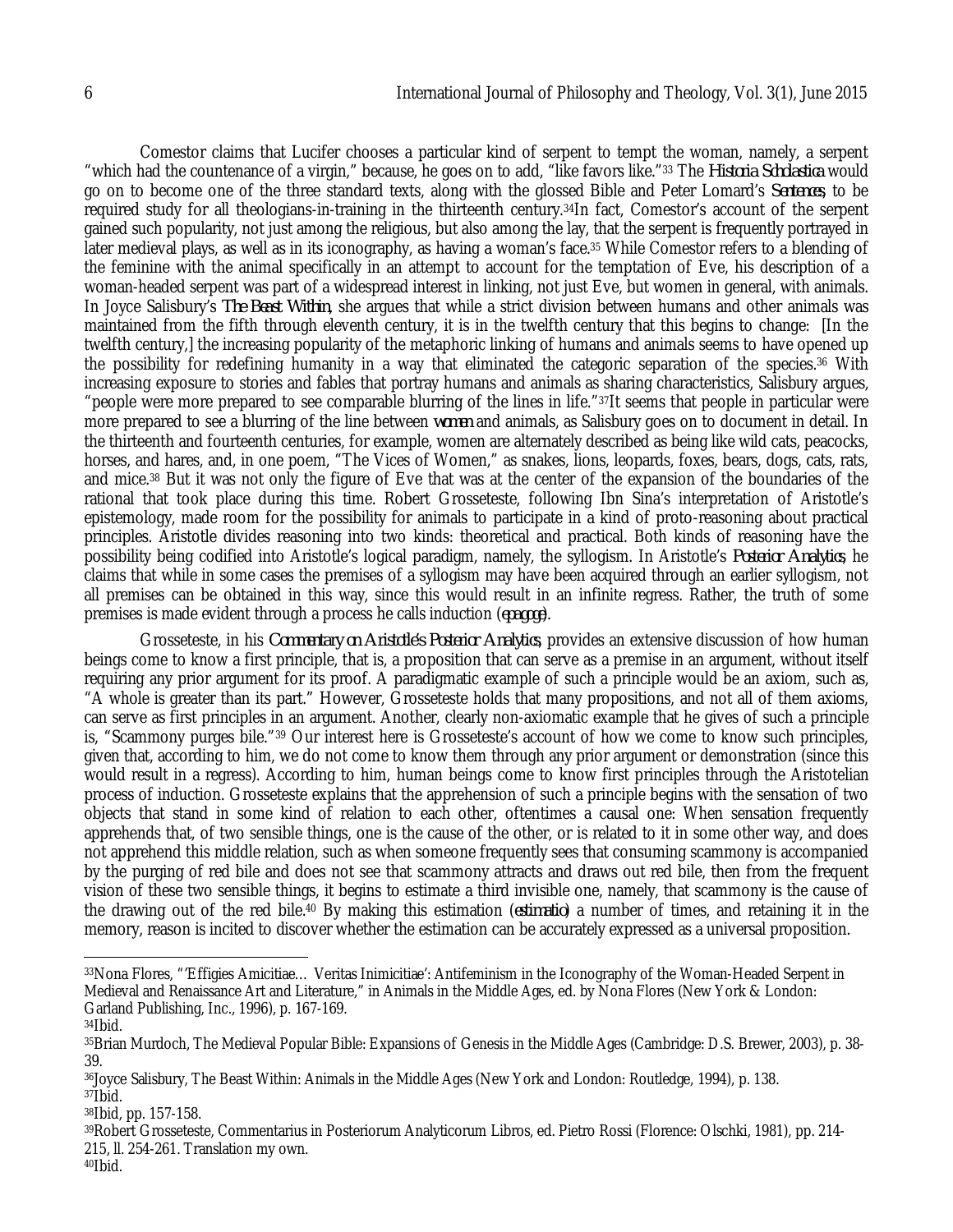Comestor claims that Lucifer chooses a particular kind of serpent to tempt the woman, namely, a serpent "which had the countenance of a virgin," because, he goes on to add, "like favors like."[33] The *Historia Scholastica* would go on to become one of the three standard texts, along with the glossed Bible and Peter Lomard's *Sentences*, to be required study for all theologians-in-training in the thirteenth century.[34] In fact, Comestor's account of the serpent gained such popularity, not just among the religious, but also among the lay, that the serpent is frequently portrayed in later medieval plays, as well as in its iconography, as having a woman's face.[35] While Comestor refers to a blending of the feminine with the animal specifically in an attempt to account for the temptation of Eve, his description of a woman-headed serpent was part of a widespread interest in linking, not just Eve, but women in general, with animals. In Joyce Salisbury's *The Beast Within*, she argues that while a strict division between humans and other animals was maintained from the fifth through eleventh century, it is in the twelfth century that this begins to change: [In the twelfth century,] the increasing popularity of the metaphoric linking of humans and animals seems to have opened up the possibility for redefining humanity in a way that eliminated the categoric separation of the species.[36] With increasing exposure to stories and fables that portray humans and animals as sharing characteristics, Salisbury argues, "people were more prepared to see comparable blurring of the lines in life."[37] It seems that people in particular were more prepared to see a blurring of the line between *women* and animals, as Salisbury goes on to document in detail. In the thirteenth and fourteenth centuries, for example, women are alternately described as being like wild cats, peacocks, horses, and hares, and, in one poem, "The Vices of Women," as snakes, lions, leopards, foxes, bears, dogs, cats, rats, and mice.[38] But it was not only the figure of Eve that was at the center of the expansion of the boundaries of the rational that took place during this time. Robert Grosseteste, following Ibn Sina's interpretation of Aristotle's epistemology, made room for the possibility for animals to participate in a kind of proto-reasoning about practical principles. Aristotle divides reasoning into two kinds: theoretical and practical. Both kinds of reasoning have the possibility being codified into Aristotle's logical paradigm, namely, the syllogism. In Aristotle's *Posterior Analytics*, he claims that while in some cases the premises of a syllogism may have been acquired through an earlier syllogism, not all premises can be obtained in this way, since this would result in an infinite regress. Rather, the truth of some premises is made evident through a process he calls induction (*epagoge*).

Grosseteste, in his *Commentary on Aristotle's Posterior Analytics*, provides an extensive discussion of how human beings come to know a first principle, that is, a proposition that can serve as a premise in an argument, without itself requiring any prior argument for its proof. A paradigmatic example of such a principle would be an axiom, such as, "A whole is greater than its part." However, Grosseteste holds that many propositions, and not all of them axioms, can serve as first principles in an argument. Another, clearly non-axiomatic example that he gives of such a principle is, "Scammony purges bile."[39] Our interest here is Grosseteste's account of how we come to know such principles, given that, according to him, we do not come to know them through any prior argument or demonstration (since this would result in a regress). According to him, human beings come to know first principles through the Aristotelian process of induction. Grosseteste explains that the apprehension of such a principle begins with the sensation of two objects that stand in some kind of relation to each other, oftentimes a causal one: When sensation frequently apprehends that, of two sensible things, one is the cause of the other, or is related to it in some other way, and does not apprehend this middle relation, such as when someone frequently sees that consuming scammony is accompanied by the purging of red bile and does not see that scammony attracts and draws out red bile, then from the frequent vision of these two sensible things, it begins to estimate a third invisible one, namely, that scammony is the cause of the drawing out of the red bile.[40] By making this estimation (*estimatio*) a number of times, and retaining it in the memory, reason is incited to discover whether the estimation can be accurately expressed as a universal proposition.

---

[33] Nona Flores, "'Effigies Amicitiae… Veritas Inimicitiae': Antifeminism in the Iconography of the Woman-Headed Serpent in Medieval and Renaissance Art and Literature," in Animals in the Middle Ages, ed. by Nona Flores (New York & London: Garland Publishing, Inc., 1996), p. 167-169.

[34] Ibid.

[35] Brian Murdoch, The Medieval Popular Bible: Expansions of Genesis in the Middle Ages (Cambridge: D.S. Brewer, 2003), p. 38-39.

[36] Joyce Salisbury, The Beast Within: Animals in the Middle Ages (New York and London: Routledge, 1994), p. 138.

[37] Ibid.

[38] Ibid, pp. 157-158.

[39] Robert Grosseteste, Commentarius in Posteriorum Analyticorum Libros, ed. Pietro Rossi (Florence: Olschki, 1981), pp. 214-215, ll. 254-261. Translation my own.

[40] Ibid.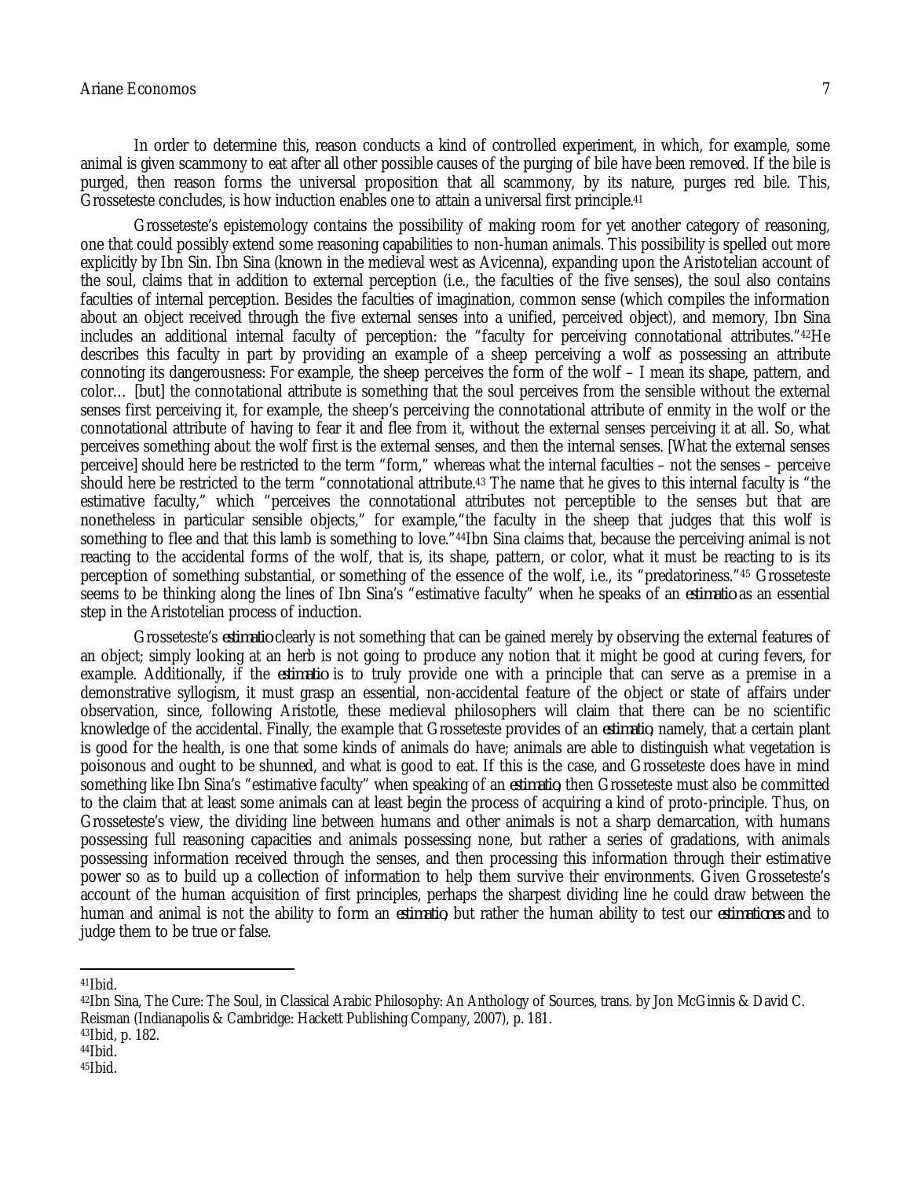In order to determine this, reason conducts a kind of controlled experiment, in which, for example, some animal is given scammony to eat after all other possible causes of the purging of bile have been removed. If the bile is purged, then reason forms the universal proposition that all scammony, by its nature, purges red bile. This, Grosseteste concludes, is how induction enables one to attain a universal first principle.[41]

Grosseteste's epistemology contains the possibility of making room for yet another category of reasoning, one that could possibly extend some reasoning capabilities to non-human animals. This possibility is spelled out more explicitly by Ibn Sin. Ibn Sina (known in the medieval west as Avicenna), expanding upon the Aristotelian account of the soul, claims that in addition to external perception (i.e., the faculties of the five senses), the soul also contains faculties of internal perception. Besides the faculties of imagination, common sense (which compiles the information about an object received through the five external senses into a unified, perceived object), and memory, Ibn Sina includes an additional internal faculty of perception: the "faculty for perceiving connotational attributes."[42]He describes this faculty in part by providing an example of a sheep perceiving a wolf as possessing an attribute connoting its dangerousness: For example, the sheep perceives the form of the wolf – I mean its shape, pattern, and color… [but] the connotational attribute is something that the soul perceives from the sensible without the external senses first perceiving it, for example, the sheep's perceiving the connotational attribute of enmity in the wolf or the connotational attribute of having to fear it and flee from it, without the external senses perceiving it at all. So, what perceives something about the wolf first is the external senses, and then the internal senses. [What the external senses perceive] should here be restricted to the term "form," whereas what the internal faculties – not the senses – perceive should here be restricted to the term "connotational attribute.[43] The name that he gives to this internal faculty is "the estimative faculty," which "perceives the connotational attributes not perceptible to the senses but that are nonetheless in particular sensible objects," for example,"the faculty in the sheep that judges that this wolf is something to flee and that this lamb is something to love."[44]Ibn Sina claims that, because the perceiving animal is not reacting to the accidental forms of the wolf, that is, its shape, pattern, or color, what it must be reacting to is its perception of something substantial, or something of the essence of the wolf, i.e., its "predatoriness."[45] Grosseteste seems to be thinking along the lines of Ibn Sina's "estimative faculty" when he speaks of an *estimatio* as an essential step in the Aristotelian process of induction.

Grosseteste's *estimatio* clearly is not something that can be gained merely by observing the external features of an object; simply looking at an herb is not going to produce any notion that it might be good at curing fevers, for example. Additionally, if the *estimatio* is to truly provide one with a principle that can serve as a premise in a demonstrative syllogism, it must grasp an essential, non-accidental feature of the object or state of affairs under observation, since, following Aristotle, these medieval philosophers will claim that there can be no scientific knowledge of the accidental. Finally, the example that Grosseteste provides of an *estimatio*, namely, that a certain plant is good for the health, is one that some kinds of animals do have; animals are able to distinguish what vegetation is poisonous and ought to be shunned, and what is good to eat. If this is the case, and Grosseteste does have in mind something like Ibn Sina's "estimative faculty" when speaking of an *estimatio*, then Grosseteste must also be committed to the claim that at least some animals can at least begin the process of acquiring a kind of proto-principle. Thus, on Grosseteste's view, the dividing line between humans and other animals is not a sharp demarcation, with humans possessing full reasoning capacities and animals possessing none, but rather a series of gradations, with animals possessing information received through the senses, and then processing this information through their estimative power so as to build up a collection of information to help them survive their environments. Given Grosseteste's account of the human acquisition of first principles, perhaps the sharpest dividing line he could draw between the human and animal is not the ability to form an *estimatio*, but rather the human ability to test our *estimationes* and to judge them to be true or false.

---

[41]Ibid.

[42]Ibn Sina, The Cure: The Soul, in Classical Arabic Philosophy: An Anthology of Sources, trans. by Jon McGinnis & David C. Reisman (Indianapolis & Cambridge: Hackett Publishing Company, 2007), p. 181.

[43]Ibid, p. 182.

[44]Ibid.

[45]Ibid.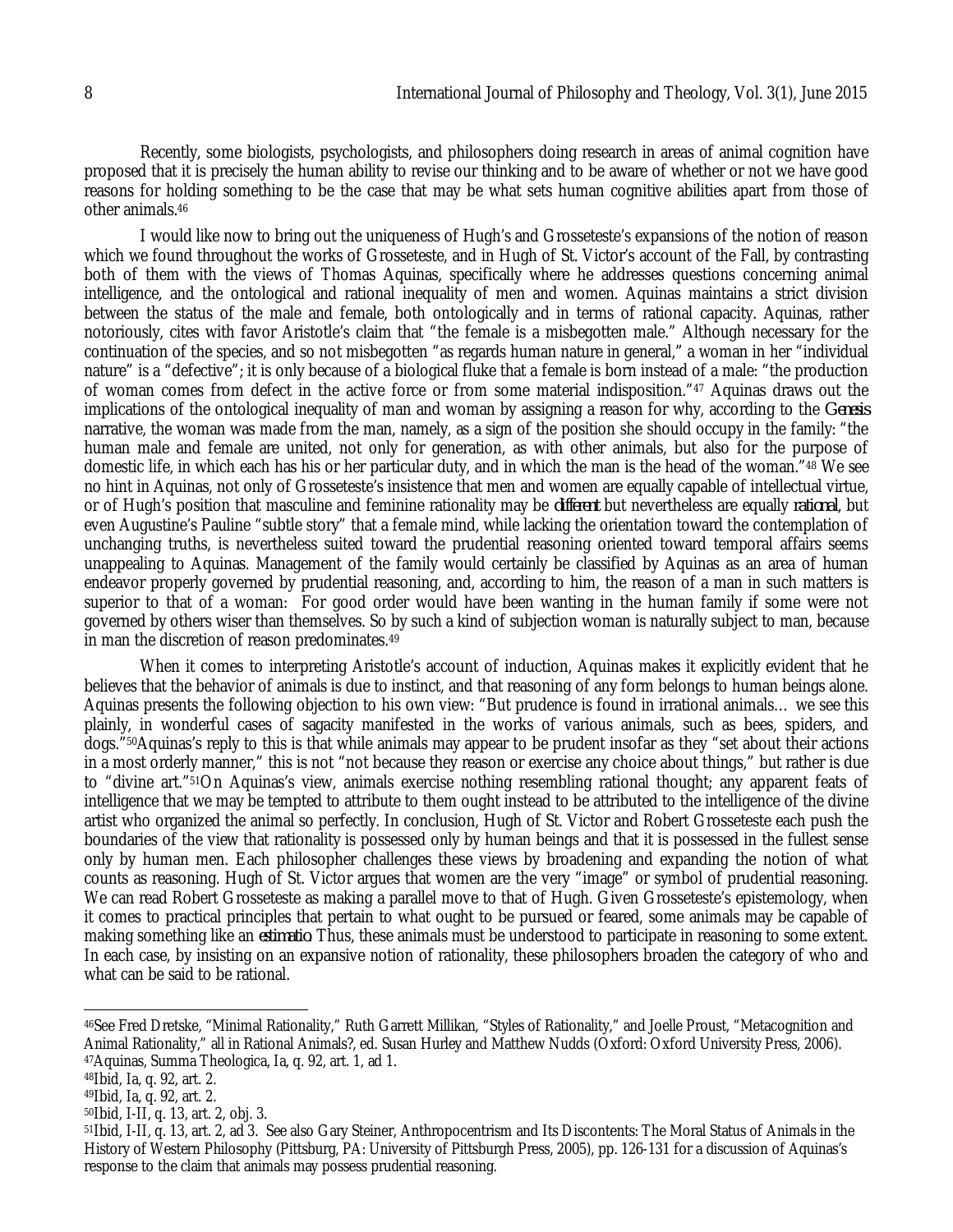Recently, some biologists, psychologists, and philosophers doing research in areas of animal cognition have proposed that it is precisely the human ability to revise our thinking and to be aware of whether or not we have good reasons for holding something to be the case that may be what sets human cognitive abilities apart from those of other animals.[46]

I would like now to bring out the uniqueness of Hugh's and Grosseteste's expansions of the notion of reason which we found throughout the works of Grosseteste, and in Hugh of St. Victor's account of the Fall, by contrasting both of them with the views of Thomas Aquinas, specifically where he addresses questions concerning animal intelligence, and the ontological and rational inequality of men and women. Aquinas maintains a strict division between the status of the male and female, both ontologically and in terms of rational capacity. Aquinas, rather notoriously, cites with favor Aristotle's claim that "the female is a misbegotten male." Although necessary for the continuation of the species, and so not misbegotten "as regards human nature in general," a woman in her "individual nature" is a "defective"; it is only because of a biological fluke that a female is born instead of a male: "the production of woman comes from defect in the active force or from some material indisposition."[47] Aquinas draws out the implications of the ontological inequality of man and woman by assigning a reason for why, according to the *Genesis* narrative, the woman was made from the man, namely, as a sign of the position she should occupy in the family: "the human male and female are united, not only for generation, as with other animals, but also for the purpose of domestic life, in which each has his or her particular duty, and in which the man is the head of the woman."[48] We see no hint in Aquinas, not only of Grosseteste's insistence that men and women are equally capable of intellectual virtue, or of Hugh's position that masculine and feminine rationality may be *different* but nevertheless are equally *rational*, but even Augustine's Pauline "subtle story" that a female mind, while lacking the orientation toward the contemplation of unchanging truths, is nevertheless suited toward the prudential reasoning oriented toward temporal affairs seems unappealing to Aquinas. Management of the family would certainly be classified by Aquinas as an area of human endeavor properly governed by prudential reasoning, and, according to him, the reason of a man in such matters is superior to that of a woman: For good order would have been wanting in the human family if some were not governed by others wiser than themselves. So by such a kind of subjection woman is naturally subject to man, because in man the discretion of reason predominates.[49]

When it comes to interpreting Aristotle's account of induction, Aquinas makes it explicitly evident that he believes that the behavior of animals is due to instinct, and that reasoning of any form belongs to human beings alone. Aquinas presents the following objection to his own view: "But prudence is found in irrational animals… we see this plainly, in wonderful cases of sagacity manifested in the works of various animals, such as bees, spiders, and dogs."[50] Aquinas's reply to this is that while animals may appear to be prudent insofar as they "set about their actions in a most orderly manner," this is not "not because they reason or exercise any choice about things," but rather is due to "divine art."[51] On Aquinas's view, animals exercise nothing resembling rational thought; any apparent feats of intelligence that we may be tempted to attribute to them ought instead to be attributed to the intelligence of the divine artist who organized the animal so perfectly. In conclusion, Hugh of St. Victor and Robert Grosseteste each push the boundaries of the view that rationality is possessed only by human beings and that it is possessed in the fullest sense only by human men. Each philosopher challenges these views by broadening and expanding the notion of what counts as reasoning. Hugh of St. Victor argues that women are the very "image" or symbol of prudential reasoning. We can read Robert Grosseteste as making a parallel move to that of Hugh. Given Grosseteste's epistemology, when it comes to practical principles that pertain to what ought to be pursued or feared, some animals may be capable of making something like an *estimatio*. Thus, these animals must be understood to participate in reasoning to some extent. In each case, by insisting on an expansive notion of rationality, these philosophers broaden the category of who and what can be said to be rational.

---

[46] See Fred Dretske, "Minimal Rationality," Ruth Garrett Millikan, "Styles of Rationality," and Joelle Proust, "Metacognition and Animal Rationality," all in Rational Animals?, ed. Susan Hurley and Matthew Nudds (Oxford: Oxford University Press, 2006).

[47] Aquinas, Summa Theologica, Ia, q. 92, art. 1, ad 1.

[48] Ibid, Ia, q. 92, art. 2.

[49] Ibid, Ia, q. 92, art. 2.

[50] Ibid, I-II, q. 13, art. 2, obj. 3.

[51] Ibid, I-II, q. 13, art. 2, ad 3. See also Gary Steiner, Anthropocentrism and Its Discontents: The Moral Status of Animals in the History of Western Philosophy (Pittsburg, PA: University of Pittsburgh Press, 2005), pp. 126-131 for a discussion of Aquinas's response to the claim that animals may possess prudential reasoning.